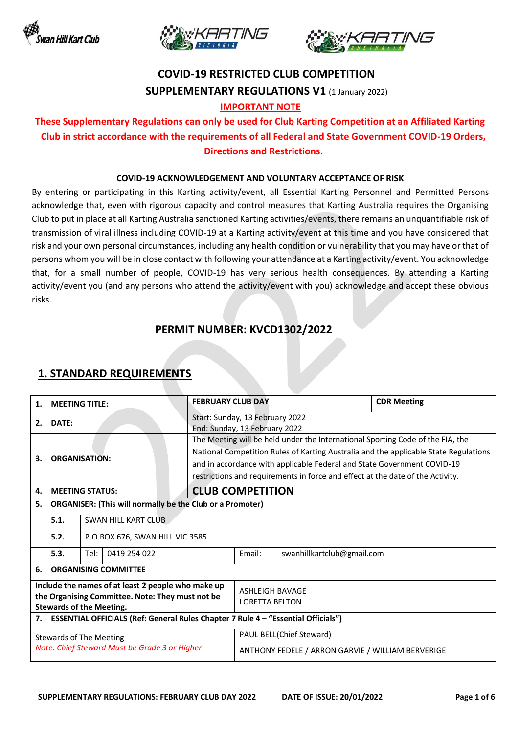# COVID-19 RESTRICTED CLUB COMPETITION

## SUPPLEMENTARY REGULATIONS V1 (1 January 2022)

**IMPORTANT NOTE**

**These Supplementary Regulations can only be used for Club Karting Competition at an Affiliated Karting Club in strict accordance with the requirements of all Federal and State Government COVID-19 Orders, Directions and Restrictions.**

**COVID-19 ACKNOWLEDGEMENT AND VOLUNTARY ACCEPTANCE OF RISK**

By entering or participating in this Karting activity/event, all Essential Karting Personnel and Permitted Persons acknowledge that, even with rigorous capacity and control measures that Karting Australia requires the Organising Club to put in place at all Karting Australia sanctioned Karting activities/events, there remains an unquantifiable risk of transmission of viral illness including COVID-19 at a Karting activity/event at this time and you have considered that risk and your own personal circumstances, including any health condition or vulnerability that you may have or that of persons whom you will be in close contact with following your attendance at a Karting activity/event. You acknowledge that, for a small number of people, COVID-19 has very serious health consequences. By attending a Karting activity/event you (and any persons who attend the activity/event with you) acknowledge and accept these obvious risks.

## PERMIT NUMBER: KVCD1302/2022

## 1. STANDARD REQUIREMENTS

| | | | | |
|---|---|---|---|---|
| **1. MEETING TITLE:** | | **FEBRUARY CLUB DAY** | | **CDR Meeting** |
| **2. DATE:** | | Start: Sunday, 13 February 2022<br>End: Sunday, 13 February 2022 | | |
| **3. ORGANISATION:** | | The Meeting will be held under the International Sporting Code of the FIA, the National Competition Rules of Karting Australia and the applicable State Regulations and in accordance with applicable Federal and State Government COVID-19 restrictions and requirements in force and effect at the date of the Activity. | | |
| **4. MEETING STATUS:** | | **CLUB COMPETITION** | | |
| **5. ORGANISER: (This will normally be the Club or a Promoter)** | | | | |
| **5.1.** | SWAN HILL KART CLUB | | | |
| **5.2.** | P.O.BOX 676, SWAN HILL VIC 3585 | | | |
| **5.3.** | Tel: 0419 254 022 | | Email: | swanhillkartclub@gmail.com |
| **6. ORGANISING COMMITTEE** | | | | |
| **Include the names of at least 2 people who make up the Organising Committee. Note: They must not be Stewards of the Meeting.** | | ASHLEIGH BAVAGE<br>LORETTA BELTON | | |
| **7. ESSENTIAL OFFICIALS (Ref: General Rules Chapter 7 Rule 4 – "Essential Officials")** | | | | |
| Stewards of The Meeting<br>*Note: Chief Steward Must be Grade 3 or Higher* | | PAUL BELL(Chief Steward)<br>ANTHONY FEDELE / ARRON GARVIE / WILLIAM BERVERIGE | | |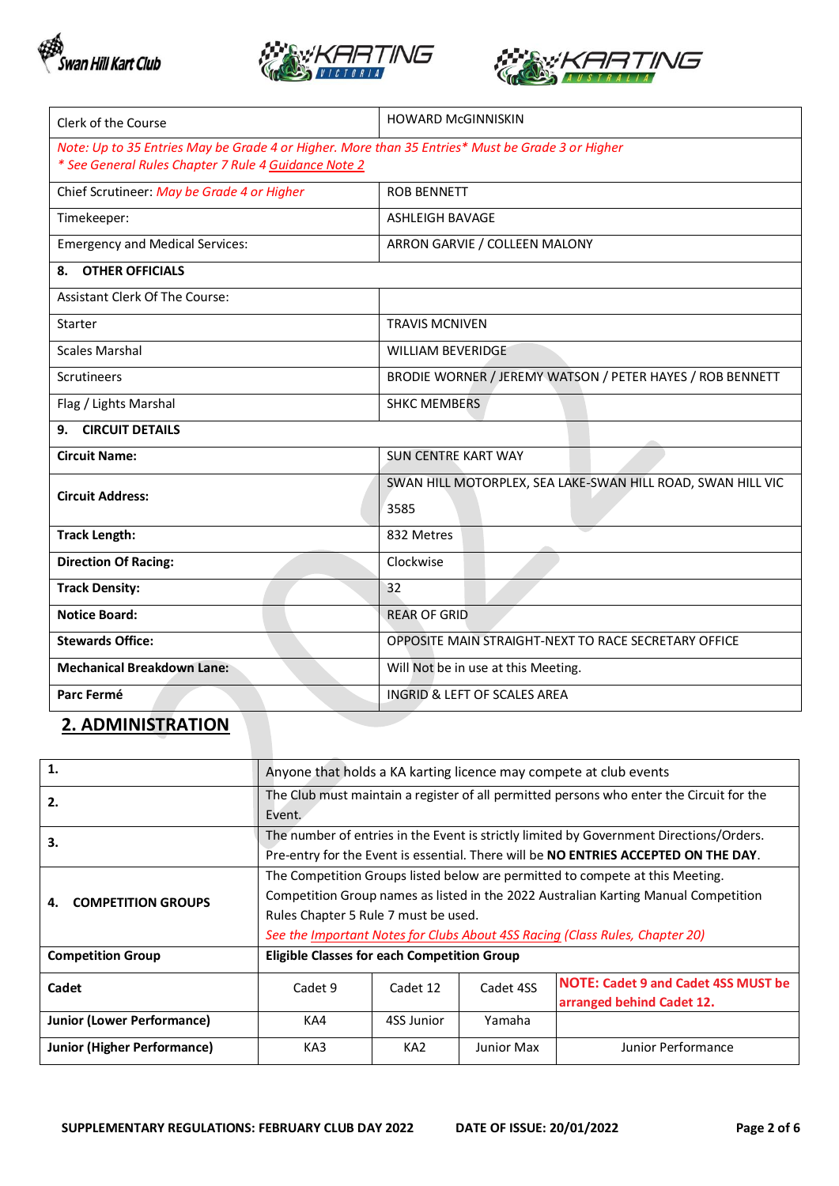| Clerk of the Course | HOWARD McGINNISKIN |
|---|---|
| *Note: Up to 35 Entries May be Grade 4 or Higher. More than 35 Entries* Must be Grade 3 or Higher* *See General Rules Chapter 7 Rule 4 Guidance Note 2* | |
| Chief Scrutineer: *May be Grade 4 or Higher* | ROB BENNETT |
| Timekeeper: | ASHLEIGH BAVAGE |
| Emergency and Medical Services: | ARRON GARVIE / COLLEEN MALONY |
| **8. OTHER OFFICIALS** | |
| Assistant Clerk Of The Course: | |
| Starter | TRAVIS MCNIVEN |
| Scales Marshal | WILLIAM BEVERIDGE |
| Scrutineers | BRODIE WORNER / JEREMY WATSON / PETER HAYES / ROB BENNETT |
| Flag / Lights Marshal | SHKC MEMBERS |
| **9. CIRCUIT DETAILS** | |
| **Circuit Name:** | SUN CENTRE KART WAY |
| **Circuit Address:** | SWAN HILL MOTORPLEX, SEA LAKE-SWAN HILL ROAD, SWAN HILL VIC 3585 |
| **Track Length:** | 832 Metres |
| **Direction Of Racing:** | Clockwise |
| **Track Density:** | 32 |
| **Notice Board:** | REAR OF GRID |
| **Stewards Office:** | OPPOSITE MAIN STRAIGHT-NEXT TO RACE SECRETARY OFFICE |
| **Mechanical Breakdown Lane:** | Will Not be in use at this Meeting. |
| **Parc Fermé** | INGRID & LEFT OF SCALES AREA |

## 2. ADMINISTRATION

| **1.** | Anyone that holds a KA karting licence may compete at club events | | | |
|---|---|---|---|---|
| **2.** | The Club must maintain a register of all permitted persons who enter the Circuit for the Event. | | | |
| **3.** | The number of entries in the Event is strictly limited by Government Directions/Orders. Pre-entry for the Event is essential. There will be **NO ENTRIES ACCEPTED ON THE DAY**. | | | |
| **4. COMPETITION GROUPS** | The Competition Groups listed below are permitted to compete at this Meeting. Competition Group names as listed in the 2022 Australian Karting Manual Competition Rules Chapter 5 Rule 7 must be used. *See the Important Notes for Clubs About 4SS Racing (Class Rules, Chapter 20)* | | | |
| **Competition Group** | **Eligible Classes for each Competition Group** | | | |
| **Cadet** | Cadet 9 | Cadet 12 | Cadet 4SS | **NOTE: Cadet 9 and Cadet 4SS MUST be arranged behind Cadet 12.** |
| **Junior (Lower Performance)** | KA4 | 4SS Junior | Yamaha | |
| **Junior (Higher Performance)** | KA3 | KA2 | Junior Max | Junior Performance |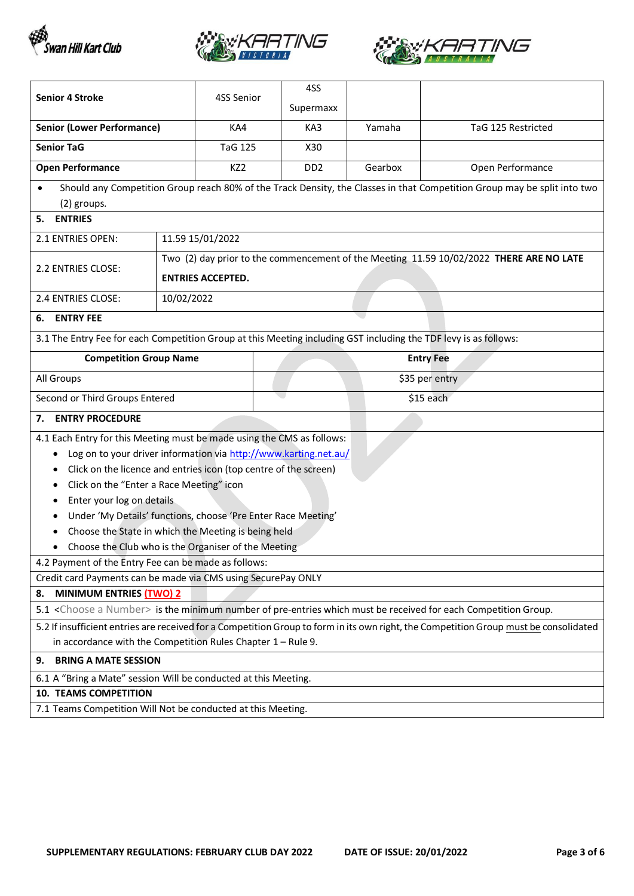| Senior 4 Stroke | 4SS Senior | 4SS Supermaxx | | |
|---|---|---|---|---|
| Senior (Lower Performance) | KA4 | KA3 | Yamaha | TaG 125 Restricted |
| Senior TaG | TaG 125 | X30 | | |
| Open Performance | KZ2 | DD2 | Gearbox | Open Performance |

- Should any Competition Group reach 80% of the Track Density, the Classes in that Competition Group may be split into two (2) groups.

## 5. ENTRIES

| | |
|---|---|
| 2.1 ENTRIES OPEN: | 11.59 15/01/2022 |
| 2.2 ENTRIES CLOSE: | Two (2) day prior to the commencement of the Meeting 11.59 10/02/2022 **THERE ARE NO LATE ENTRIES ACCEPTED.** |
| 2.4 ENTRIES CLOSE: | 10/02/2022 |

## 6. ENTRY FEE

3.1 The Entry Fee for each Competition Group at this Meeting including GST including the TDF levy is as follows:

| Competition Group Name | Entry Fee |
|---|---|
| All Groups | $35 per entry |
| Second or Third Groups Entered | $15 each |

## 7. ENTRY PROCEDURE

4.1 Each Entry for this Meeting must be made using the CMS as follows:

- Log on to your driver information via http://www.karting.net.au/
- Click on the licence and entries icon (top centre of the screen)
- Click on the "Enter a Race Meeting" icon
- Enter your log on details
- Under 'My Details' functions, choose 'Pre Enter Race Meeting'
- Choose the State in which the Meeting is being held
- Choose the Club who is the Organiser of the Meeting

4.2 Payment of the Entry Fee can be made as follows:

Credit card Payments can be made via CMS using SecurePay ONLY

## 8. MINIMUM ENTRIES (TWO) 2

5.1 <Choose a Number> is the minimum number of pre-entries which must be received for each Competition Group.

5.2 If insufficient entries are received for a Competition Group to form in its own right, the Competition Group must be consolidated in accordance with the Competition Rules Chapter 1 – Rule 9.

## 9. BRING A MATE SESSION

6.1 A "Bring a Mate" session Will be conducted at this Meeting.

## 10. TEAMS COMPETITION

7.1 Teams Competition Will Not be conducted at this Meeting.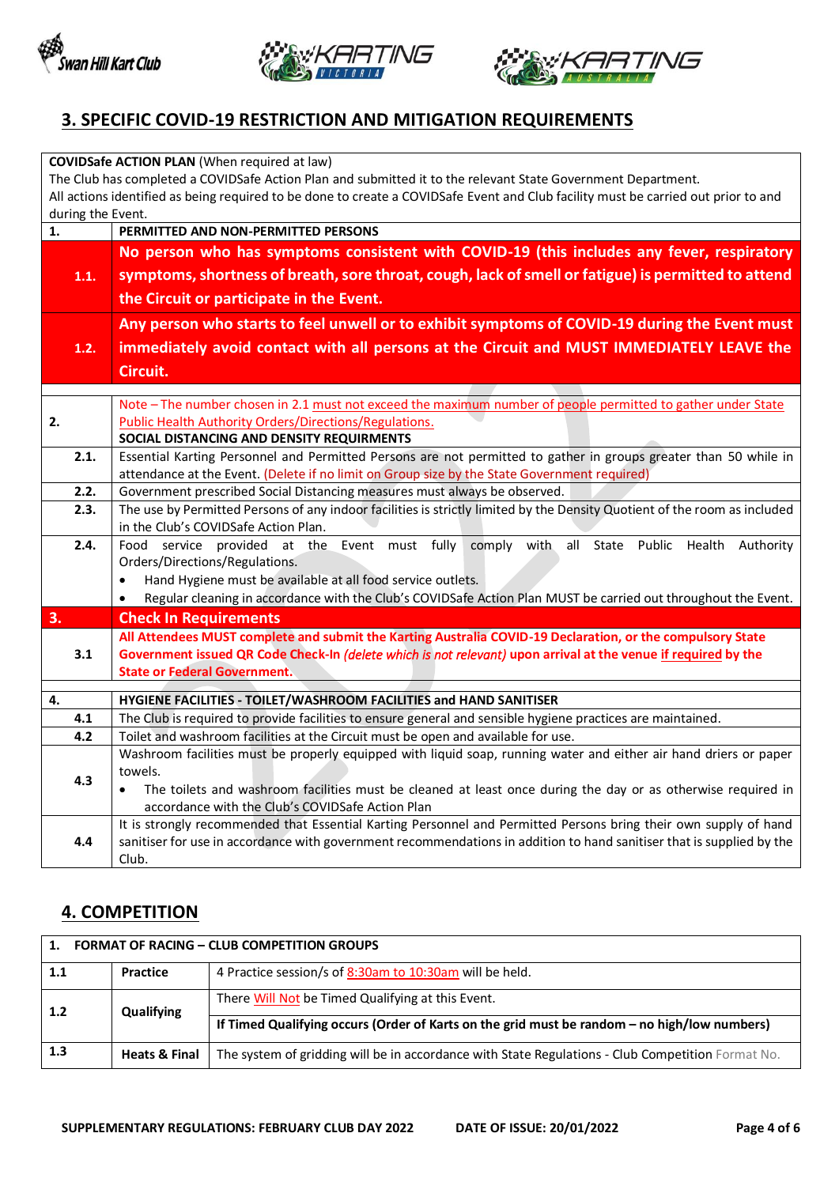## 3. SPECIFIC COVID-19 RESTRICTION AND MITIGATION REQUIREMENTS

| | |
|---|---|
| **COVIDSafe ACTION PLAN** (When required at law)<br>The Club has completed a COVIDSafe Action Plan and submitted it to the relevant State Government Department.<br>All actions identified as being required to be done to create a COVIDSafe Event and Club facility must be carried out prior to and during the Event. | |
| **1.** | **PERMITTED AND NON-PERMITTED PERSONS** |
| **1.1.** | **No person who has symptoms consistent with COVID-19 (this includes any fever, respiratory symptoms, shortness of breath, sore throat, cough, lack of smell or fatigue) is permitted to attend the Circuit or participate in the Event.** |
| **1.2.** | **Any person who starts to feel unwell or to exhibit symptoms of COVID-19 during the Event must immediately avoid contact with all persons at the Circuit and MUST IMMEDIATELY LEAVE the Circuit.** |
| **2.** | Note – The number chosen in 2.1 must not exceed the maximum number of people permitted to gather under State Public Health Authority Orders/Directions/Regulations.<br>**SOCIAL DISTANCING AND DENSITY REQUIRMENTS** |
| **2.1.** | Essential Karting Personnel and Permitted Persons are not permitted to gather in groups greater than 50 while in attendance at the Event. (Delete if no limit on Group size by the State Government required) |
| **2.2.** | Government prescribed Social Distancing measures must always be observed. |
| **2.3.** | The use by Permitted Persons of any indoor facilities is strictly limited by the Density Quotient of the room as included in the Club's COVIDSafe Action Plan. |
| **2.4.** | Food service provided at the Event must fully comply with all State Public Health Authority Orders/Directions/Regulations.<br>• Hand Hygiene must be available at all food service outlets.<br>• Regular cleaning in accordance with the Club's COVIDSafe Action Plan MUST be carried out throughout the Event. |
| **3.** | **Check In Requirements** |
| **3.1** | **All Attendees MUST complete and submit the Karting Australia COVID-19 Declaration, or the compulsory State Government issued QR Code Check-In** *(delete which is not relevant)* **upon arrival at the venue if required by the State or Federal Government.** |
| **4.** | **HYGIENE FACILITIES - TOILET/WASHROOM FACILITIES and HAND SANITISER** |
| **4.1** | The Club is required to provide facilities to ensure general and sensible hygiene practices are maintained. |
| **4.2** | Toilet and washroom facilities at the Circuit must be open and available for use. |
| **4.3** | Washroom facilities must be properly equipped with liquid soap, running water and either air hand driers or paper towels.<br>• The toilets and washroom facilities must be cleaned at least once during the day or as otherwise required in accordance with the Club's COVIDSafe Action Plan |
| **4.4** | It is strongly recommended that Essential Karting Personnel and Permitted Persons bring their own supply of hand sanitiser for use in accordance with government recommendations in addition to hand sanitiser that is supplied by the Club. |

## 4. COMPETITION

| **1. FORMAT OF RACING – CLUB COMPETITION GROUPS** | | |
|---|---|---|
| **1.1** | **Practice** | 4 Practice session/s of 8:30am to 10:30am will be held. |
| **1.2** | **Qualifying** | There Will Not be Timed Qualifying at this Event.<br>**If Timed Qualifying occurs (Order of Karts on the grid must be random – no high/low numbers)** |
| **1.3** | **Heats & Final** | The system of gridding will be in accordance with State Regulations - Club Competition Format No. |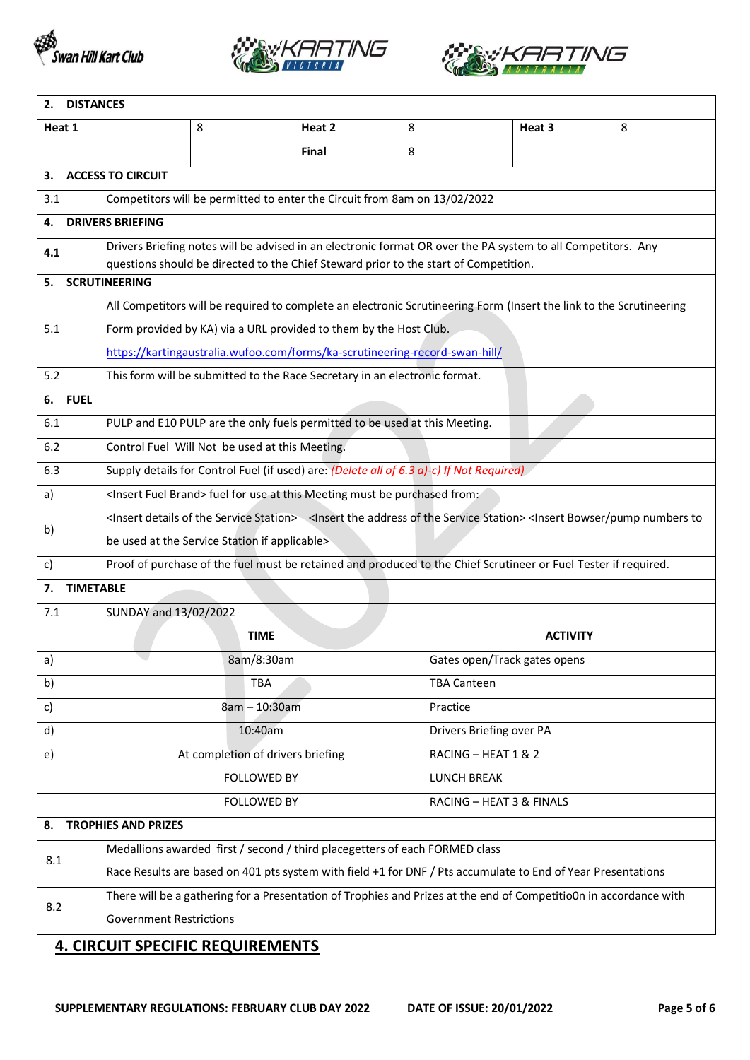| **2. DISTANCES** | | | | | |
|---|---|---|---|---|---|
| **Heat 1** | 8 | **Heat 2** | 8 | **Heat 3** | 8 |
| | | **Final** | 8 | | |

| **3. ACCESS TO CIRCUIT** | |
|---|---|
| 3.1 | Competitors will be permitted to enter the Circuit from 8am on 13/02/2022 |
| **4. DRIVERS BRIEFING** | |
| **4.1** | Drivers Briefing notes will be advised in an electronic format OR over the PA system to all Competitors. Any questions should be directed to the Chief Steward prior to the start of Competition. |
| **5. SCRUTINEERING** | |
| 5.1 | All Competitors will be required to complete an electronic Scrutineering Form (Insert the link to the Scrutineering Form provided by KA) via a URL provided to them by the Host Club. https://kartingaustralia.wufoo.com/forms/ka-scrutineering-record-swan-hill/ |
| 5.2 | This form will be submitted to the Race Secretary in an electronic format. |
| **6. FUEL** | |
| 6.1 | PULP and E10 PULP are the only fuels permitted to be used at this Meeting. |
| 6.2 | Control Fuel Will Not be used at this Meeting. |
| 6.3 | Supply details for Control Fuel (if used) are: *(Delete all of 6.3 a)-c) If Not Required)* |
| a) | <Insert Fuel Brand> fuel for use at this Meeting must be purchased from: |
| b) | <Insert details of the Service Station> <Insert the address of the Service Station> <Insert Bowser/pump numbers to be used at the Service Station if applicable> |
| c) | Proof of purchase of the fuel must be retained and produced to the Chief Scrutineer or Fuel Tester if required. |

| **7. TIMETABLE** | | |
|---|---|---|
| 7.1 | SUNDAY and 13/02/2022 | |
| | **TIME** | **ACTIVITY** |
| a) | 8am/8:30am | Gates open/Track gates opens |
| b) | TBA | TBA Canteen |
| c) | 8am – 10:30am | Practice |
| d) | 10:40am | Drivers Briefing over PA |
| e) | At completion of drivers briefing | RACING – HEAT 1 & 2 |
| | FOLLOWED BY | LUNCH BREAK |
| | FOLLOWED BY | RACING – HEAT 3 & FINALS |

| **8. TROPHIES AND PRIZES** | |
|---|---|
| 8.1 | Medallions awarded first / second / third placegetters of each FORMED class<br>Race Results are based on 401 pts system with field +1 for DNF / Pts accumulate to End of Year Presentations |
| 8.2 | There will be a gathering for a Presentation of Trophies and Prizes at the end of Competitio0n in accordance with Government Restrictions |

## 4. CIRCUIT SPECIFIC REQUIREMENTS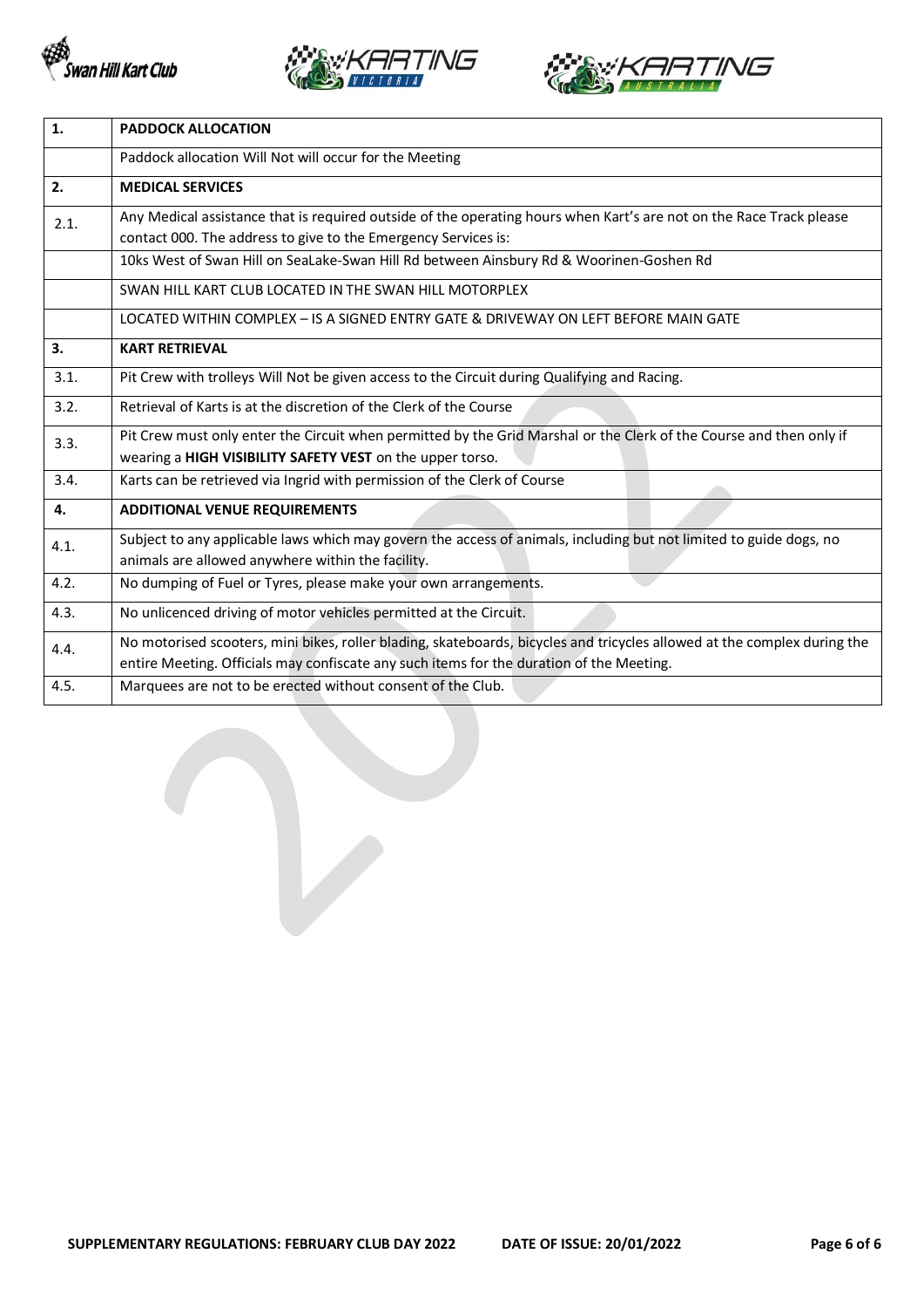| | |
|---|---|
| **1.** | **PADDOCK ALLOCATION** |
| | Paddock allocation Will Not will occur for the Meeting |
| **2.** | **MEDICAL SERVICES** |
| 2.1. | Any Medical assistance that is required outside of the operating hours when Kart's are not on the Race Track please contact 000. The address to give to the Emergency Services is: |
| | 10ks West of Swan Hill on SeaLake-Swan Hill Rd between Ainsbury Rd & Woorinen-Goshen Rd |
| | SWAN HILL KART CLUB LOCATED IN THE SWAN HILL MOTORPLEX |
| | LOCATED WITHIN COMPLEX – IS A SIGNED ENTRY GATE & DRIVEWAY ON LEFT BEFORE MAIN GATE |
| **3.** | **KART RETRIEVAL** |
| 3.1. | Pit Crew with trolleys Will Not be given access to the Circuit during Qualifying and Racing. |
| 3.2. | Retrieval of Karts is at the discretion of the Clerk of the Course |
| 3.3. | Pit Crew must only enter the Circuit when permitted by the Grid Marshal or the Clerk of the Course and then only if wearing a **HIGH VISIBILITY SAFETY VEST** on the upper torso. |
| 3.4. | Karts can be retrieved via Ingrid with permission of the Clerk of Course |
| **4.** | **ADDITIONAL VENUE REQUIREMENTS** |
| 4.1. | Subject to any applicable laws which may govern the access of animals, including but not limited to guide dogs, no animals are allowed anywhere within the facility. |
| 4.2. | No dumping of Fuel or Tyres, please make your own arrangements. |
| 4.3. | No unlicenced driving of motor vehicles permitted at the Circuit. |
| 4.4. | No motorised scooters, mini bikes, roller blading, skateboards, bicycles and tricycles allowed at the complex during the entire Meeting. Officials may confiscate any such items for the duration of the Meeting. |
| 4.5. | Marquees are not to be erected without consent of the Club. |